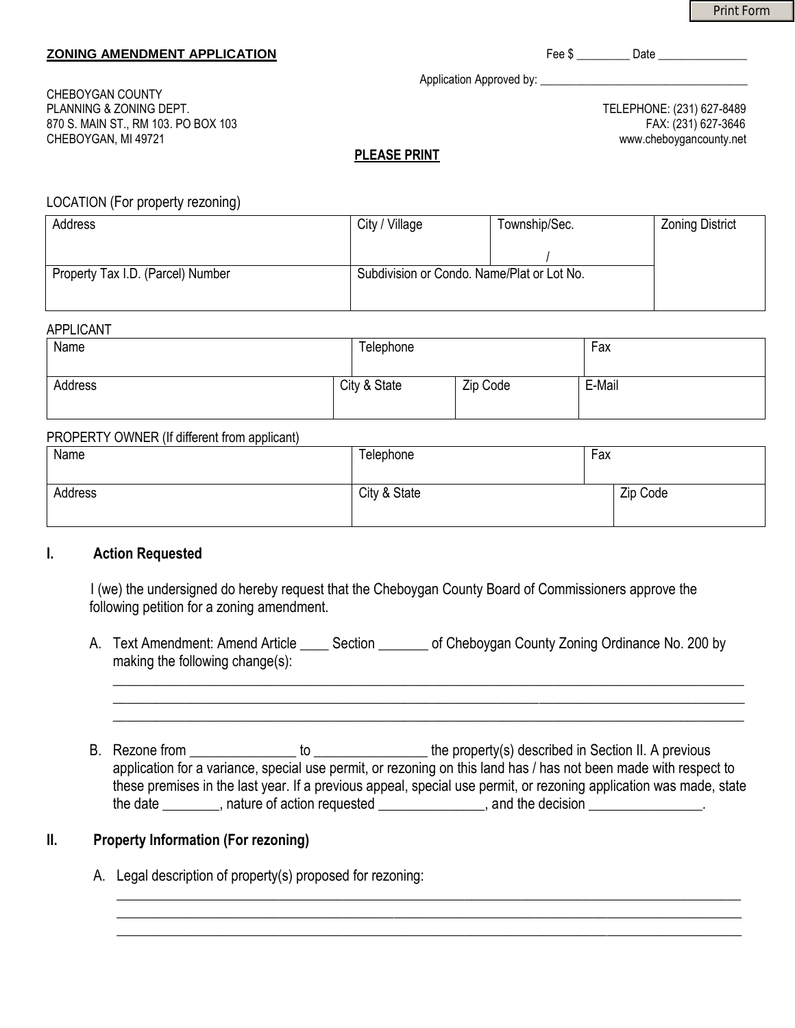Print Form

## ZONING AMENDMENT APPLICATION

Fee $ _________ Date _______________

Application Approved by: ____________________________________

CHEBOYGAN COUNTY
PLANNING & ZONING DEPT.
870 S. MAIN ST., RM 103. PO BOX 103
CHEBOYGAN, MI 49721

TELEPHONE: (231) 627-8489
FAX: (231) 627-3646
www.cheboygancounty.net

**PLEASE PRINT**

LOCATION (For property rezoning)

| Address | City / Village | Township/Sec. | Zoning District |
|---|---|---|---|
| | | / | |
| Property Tax I.D. (Parcel) Number | Subdivision or Condo. Name/Plat or Lot No. | | |

APPLICANT

| Name | Telephone | Fax | |
|---|---|---|---|
| Address | City & State | Zip Code | E-Mail |

PROPERTY OWNER (If different from applicant)

| Name | Telephone | Fax |
|---|---|---|
| Address | City & State | Zip Code |

### I. Action Requested

I (we) the undersigned do hereby request that the Cheboygan County Board of Commissioners approve the following petition for a zoning amendment.

A. Text Amendment: Amend Article ____ Section _______ of Cheboygan County Zoning Ordinance No. 200 by making the following change(s):

______________________________________________________________________________
______________________________________________________________________________
______________________________________________________________________________

B. Rezone from ______________ to _______________ the property(s) described in Section II. A previous application for a variance, special use permit, or rezoning on this land has / has not been made with respect to these premises in the last year. If a previous appeal, special use permit, or rezoning application was made, state the date ________, nature of action requested ______________, and the decision _______________.

### II. Property Information (For rezoning)

A. Legal description of property(s) proposed for rezoning:

______________________________________________________________________________
______________________________________________________________________________
______________________________________________________________________________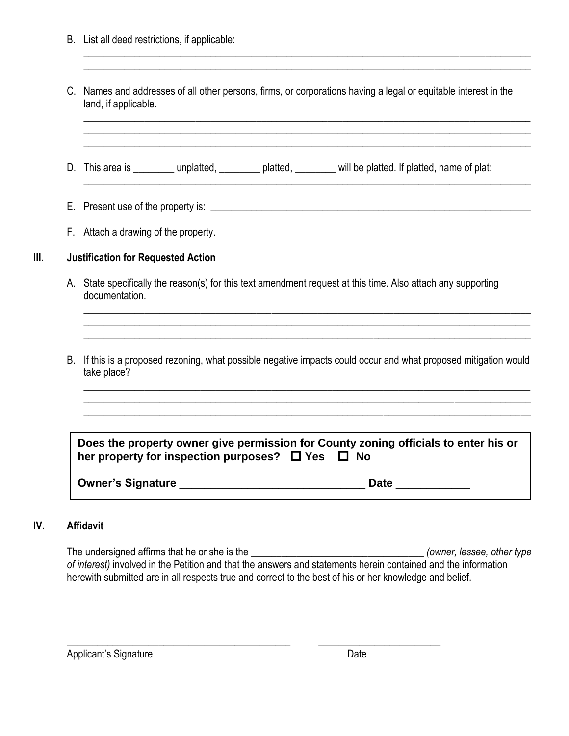B. List all deed restrictions, if applicable:

___________________________________________________________________________________________
___________________________________________________________________________________________

C. Names and addresses of all other persons, firms, or corporations having a legal or equitable interest in the land, if applicable.

___________________________________________________________________________________________
___________________________________________________________________________________________
___________________________________________________________________________________________

D. This area is ________ unplatted, ________ platted, ________ will be platted. If platted, name of plat:

___________________________________________________________________________________________

E. Present use of the property is: ______________________________________________________________

F. Attach a drawing of the property.

## III. Justification for Requested Action

A. State specifically the reason(s) for this text amendment request at this time. Also attach any supporting documentation.

___________________________________________________________________________________________
___________________________________________________________________________________________
___________________________________________________________________________________________

B. If this is a proposed rezoning, what possible negative impacts could occur and what proposed mitigation would take place?

___________________________________________________________________________________________
___________________________________________________________________________________________
___________________________________________________________________________________________

**Does the property owner give permission for County zoning officials to enter his or her property for inspection purposes? ☐ Yes ☐ No**

**Owner's Signature ______________________________ Date ____________**

## IV. Affidavit

The undersigned affirms that he or she is the _________________________________ *(owner, lessee, other type of interest)* involved in the Petition and that the answers and statements herein contained and the information herewith submitted are in all respects true and correct to the best of his or her knowledge and belief.

_____________________________________________ ________________________

Applicant's Signature Date